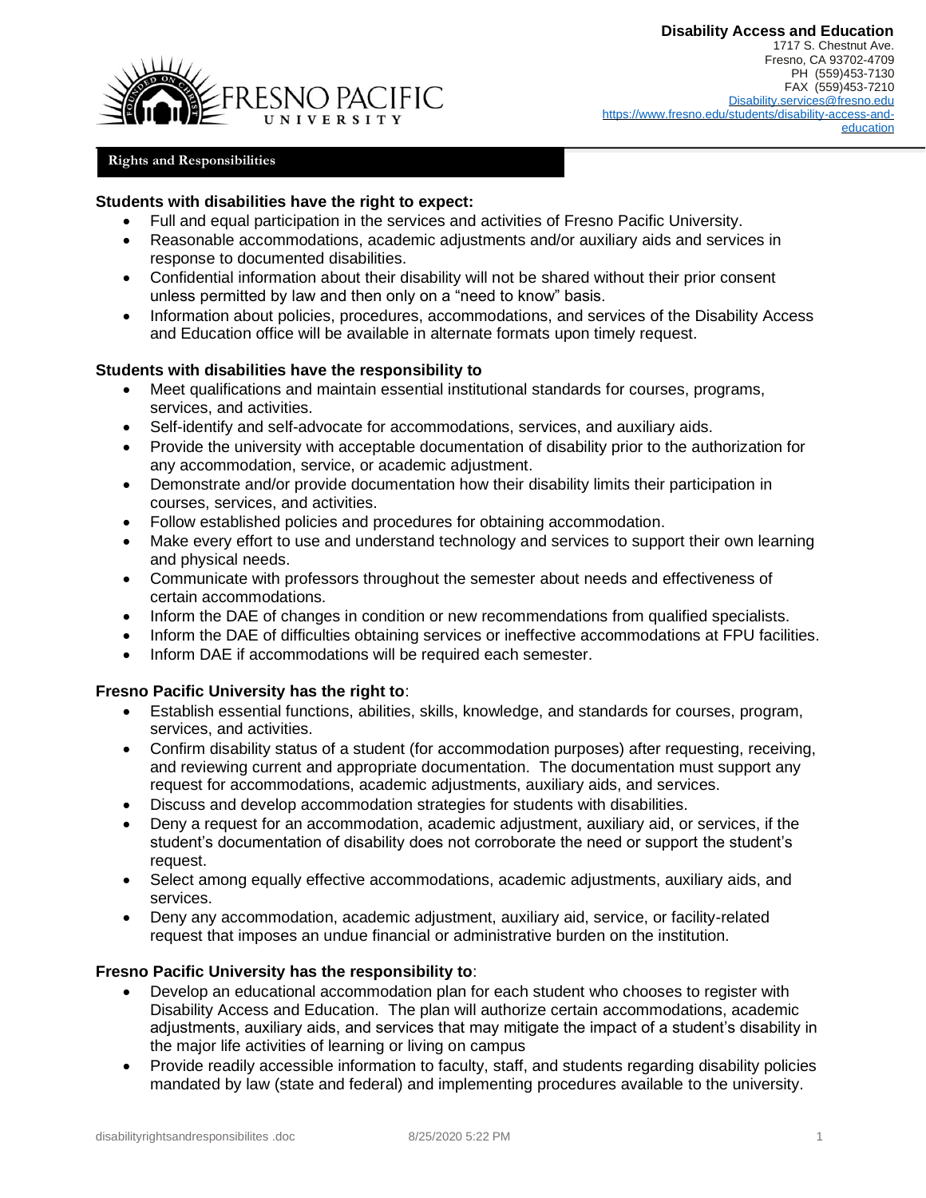**Disability Access and Education**
1717 S. Chestnut Ave.
Fresno, CA 93702-4709
PH (559)453-7130
FAX (559)453-7210
Disability.services@fresno.edu
https://www.fresno.edu/students/disability-access-and-education

## Rights and Responsibilities

### Students with disabilities have the right to expect:

- Full and equal participation in the services and activities of Fresno Pacific University.
- Reasonable accommodations, academic adjustments and/or auxiliary aids and services in response to documented disabilities.
- Confidential information about their disability will not be shared without their prior consent unless permitted by law and then only on a "need to know" basis.
- Information about policies, procedures, accommodations, and services of the Disability Access and Education office will be available in alternate formats upon timely request.

### Students with disabilities have the responsibility to

- Meet qualifications and maintain essential institutional standards for courses, programs, services, and activities.
- Self-identify and self-advocate for accommodations, services, and auxiliary aids.
- Provide the university with acceptable documentation of disability prior to the authorization for any accommodation, service, or academic adjustment.
- Demonstrate and/or provide documentation how their disability limits their participation in courses, services, and activities.
- Follow established policies and procedures for obtaining accommodation.
- Make every effort to use and understand technology and services to support their own learning and physical needs.
- Communicate with professors throughout the semester about needs and effectiveness of certain accommodations.
- Inform the DAE of changes in condition or new recommendations from qualified specialists.
- Inform the DAE of difficulties obtaining services or ineffective accommodations at FPU facilities.
- Inform DAE if accommodations will be required each semester.

### Fresno Pacific University has the right to:

- Establish essential functions, abilities, skills, knowledge, and standards for courses, program, services, and activities.
- Confirm disability status of a student (for accommodation purposes) after requesting, receiving, and reviewing current and appropriate documentation. The documentation must support any request for accommodations, academic adjustments, auxiliary aids, and services.
- Discuss and develop accommodation strategies for students with disabilities.
- Deny a request for an accommodation, academic adjustment, auxiliary aid, or services, if the student's documentation of disability does not corroborate the need or support the student's request.
- Select among equally effective accommodations, academic adjustments, auxiliary aids, and services.
- Deny any accommodation, academic adjustment, auxiliary aid, service, or facility-related request that imposes an undue financial or administrative burden on the institution.

### Fresno Pacific University has the responsibility to:

- Develop an educational accommodation plan for each student who chooses to register with Disability Access and Education. The plan will authorize certain accommodations, academic adjustments, auxiliary aids, and services that may mitigate the impact of a student's disability in the major life activities of learning or living on campus
- Provide readily accessible information to faculty, staff, and students regarding disability policies mandated by law (state and federal) and implementing procedures available to the university.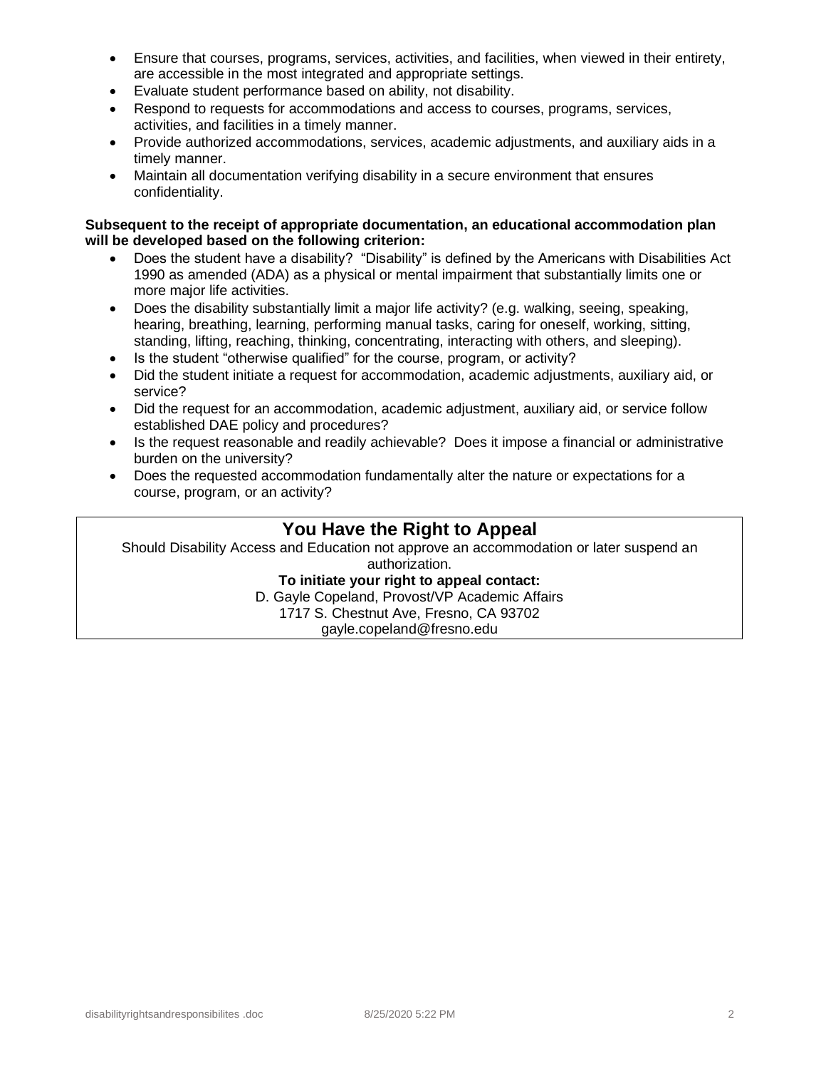- Ensure that courses, programs, services, activities, and facilities, when viewed in their entirety, are accessible in the most integrated and appropriate settings.
- Evaluate student performance based on ability, not disability.
- Respond to requests for accommodations and access to courses, programs, services, activities, and facilities in a timely manner.
- Provide authorized accommodations, services, academic adjustments, and auxiliary aids in a timely manner.
- Maintain all documentation verifying disability in a secure environment that ensures confidentiality.

**Subsequent to the receipt of appropriate documentation, an educational accommodation plan will be developed based on the following criterion:**

- Does the student have a disability? "Disability" is defined by the Americans with Disabilities Act 1990 as amended (ADA) as a physical or mental impairment that substantially limits one or more major life activities.
- Does the disability substantially limit a major life activity? (e.g. walking, seeing, speaking, hearing, breathing, learning, performing manual tasks, caring for oneself, working, sitting, standing, lifting, reaching, thinking, concentrating, interacting with others, and sleeping).
- Is the student "otherwise qualified" for the course, program, or activity?
- Did the student initiate a request for accommodation, academic adjustments, auxiliary aid, or service?
- Did the request for an accommodation, academic adjustment, auxiliary aid, or service follow established DAE policy and procedures?
- Is the request reasonable and readily achievable? Does it impose a financial or administrative burden on the university?
- Does the requested accommodation fundamentally alter the nature or expectations for a course, program, or an activity?

## You Have the Right to Appeal

Should Disability Access and Education not approve an accommodation or later suspend an authorization.

**To initiate your right to appeal contact:**

D. Gayle Copeland, Provost/VP Academic Affairs
1717 S. Chestnut Ave, Fresno, CA 93702
gayle.copeland@fresno.edu